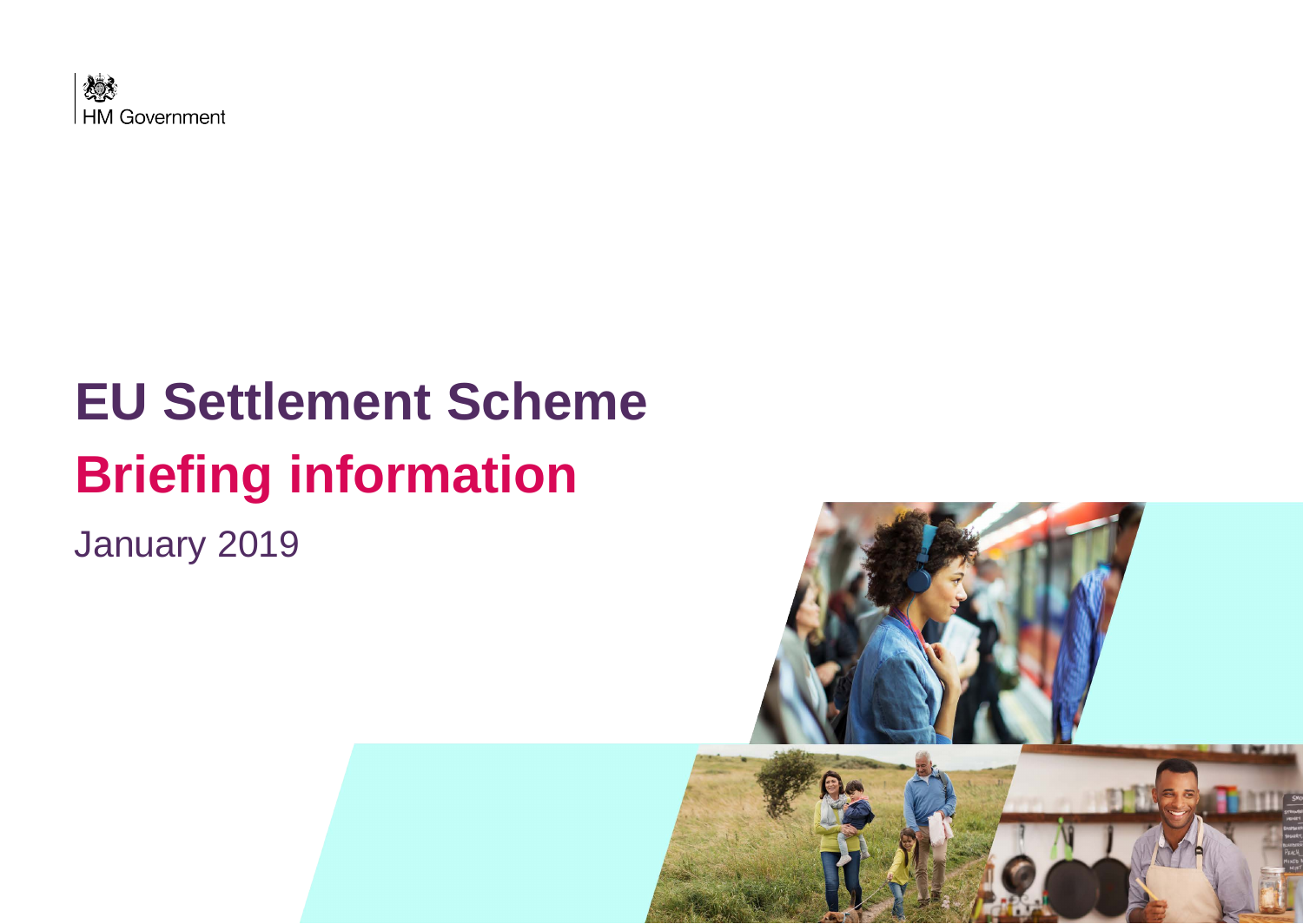HM Government

# EU Settlement Scheme

## Briefing information

January 2019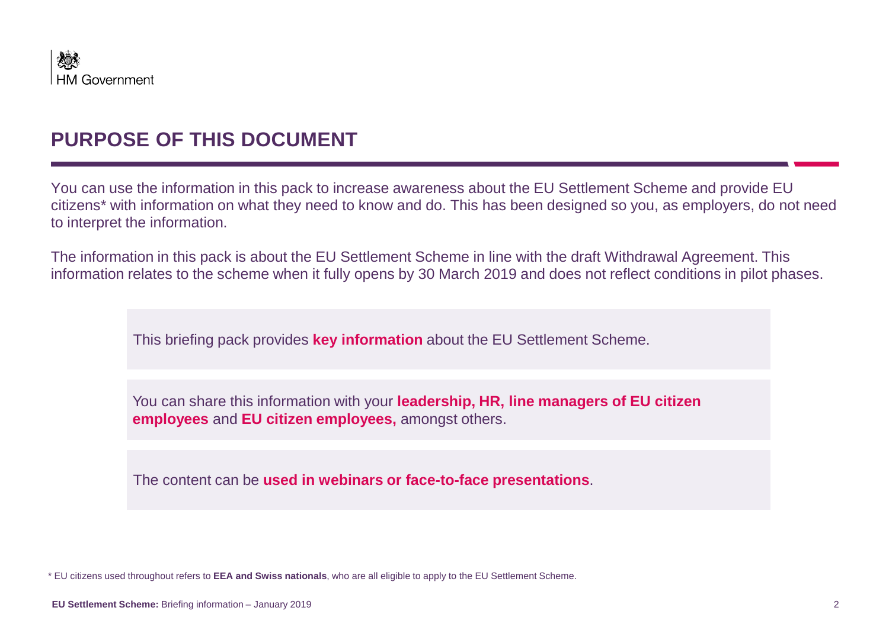# PURPOSE OF THIS DOCUMENT

You can use the information in this pack to increase awareness about the EU Settlement Scheme and provide EU citizens* with information on what they need to know and do. This has been designed so you, as employers, do not need to interpret the information.

The information in this pack is about the EU Settlement Scheme in line with the draft Withdrawal Agreement. This information relates to the scheme when it fully opens by 30 March 2019 and does not reflect conditions in pilot phases.

This briefing pack provides **key information** about the EU Settlement Scheme.

You can share this information with your **leadership, HR, line managers of EU citizen employees** and **EU citizen employees,** amongst others.

The content can be **used in webinars or face-to-face presentations**.

* EU citizens used throughout refers to **EEA and Swiss nationals**, who are all eligible to apply to the EU Settlement Scheme.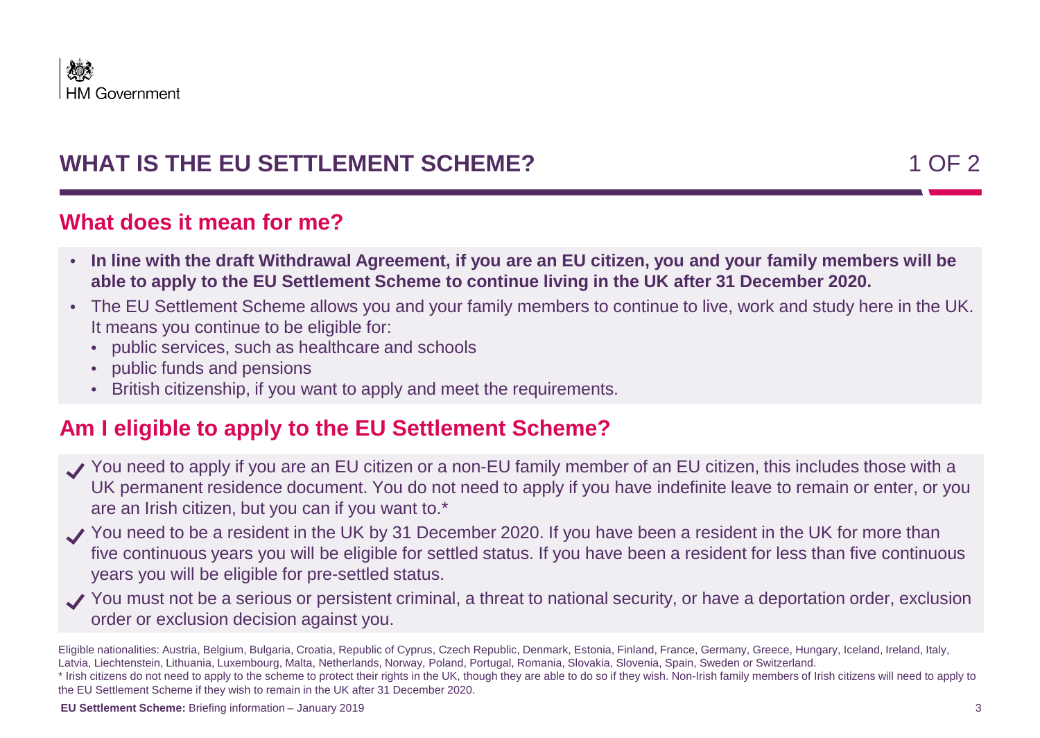HM Government

# WHAT IS THE EU SETTLEMENT SCHEME?

## What does it mean for me?

- **In line with the draft Withdrawal Agreement, if you are an EU citizen, you and your family members will be able to apply to the EU Settlement Scheme to continue living in the UK after 31 December 2020.**
- The EU Settlement Scheme allows you and your family members to continue to live, work and study here in the UK. It means you continue to be eligible for:
  - public services, such as healthcare and schools
  - public funds and pensions
  - British citizenship, if you want to apply and meet the requirements.

## Am I eligible to apply to the EU Settlement Scheme?

- ✔ You need to apply if you are an EU citizen or a non-EU family member of an EU citizen, this includes those with a UK permanent residence document. You do not need to apply if you have indefinite leave to remain or enter, or you are an Irish citizen, but you can if you want to.*
- ✔ You need to be a resident in the UK by 31 December 2020. If you have been a resident in the UK for more than five continuous years you will be eligible for settled status. If you have been a resident for less than five continuous years you will be eligible for pre-settled status.
- ✔ You must not be a serious or persistent criminal, a threat to national security, or have a deportation order, exclusion order or exclusion decision against you.

Eligible nationalities: Austria, Belgium, Bulgaria, Croatia, Republic of Cyprus, Czech Republic, Denmark, Estonia, Finland, France, Germany, Greece, Hungary, Iceland, Ireland, Italy, Latvia, Liechtenstein, Lithuania, Luxembourg, Malta, Netherlands, Norway, Poland, Portugal, Romania, Slovakia, Slovenia, Spain, Sweden or Switzerland.

* Irish citizens do not need to apply to the scheme to protect their rights in the UK, though they are able to do so if they wish. Non-Irish family members of Irish citizens will need to apply to the EU Settlement Scheme if they wish to remain in the UK after 31 December 2020.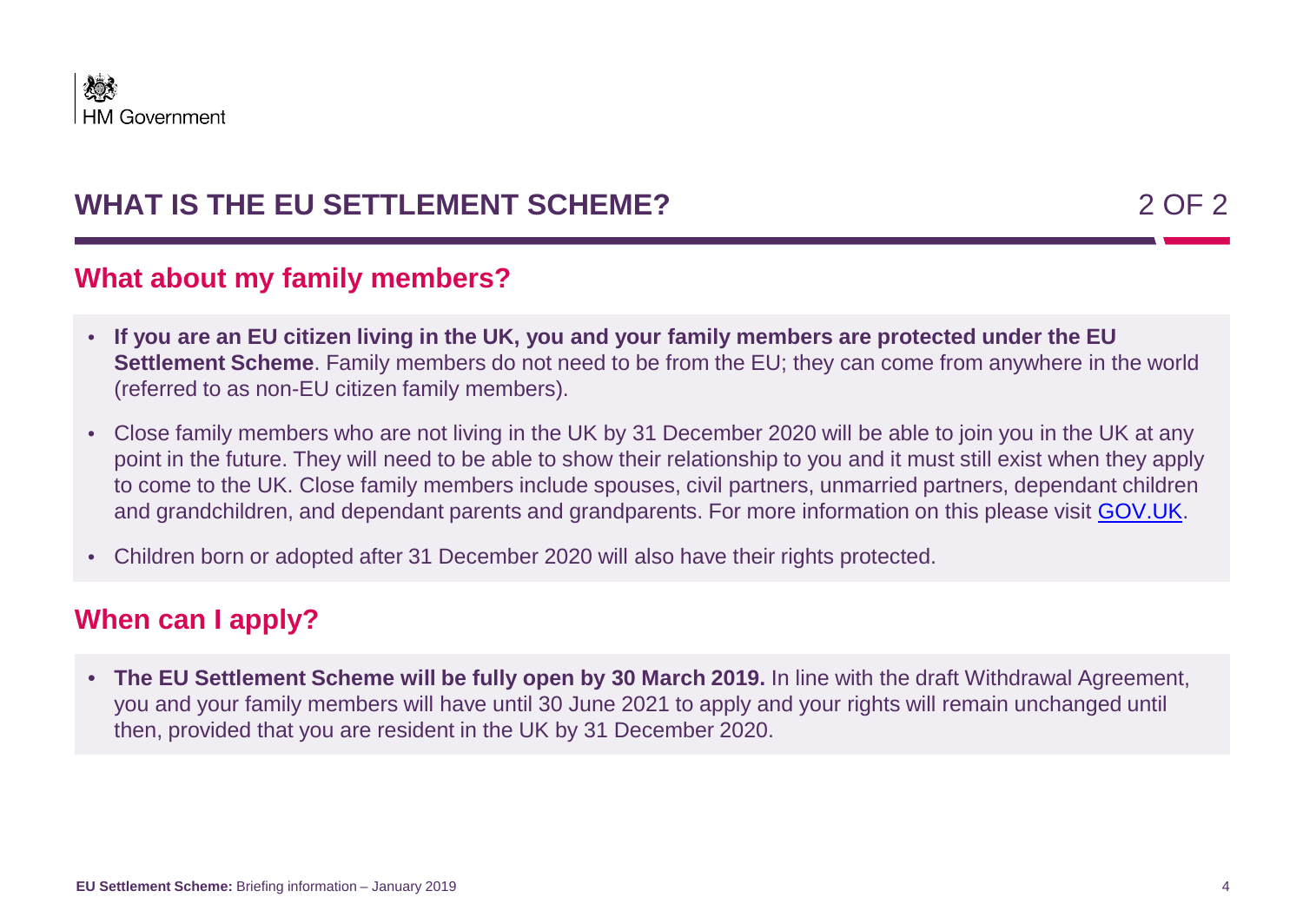# WHAT IS THE EU SETTLEMENT SCHEME?

## What about my family members?

- **If you are an EU citizen living in the UK, you and your family members are protected under the EU Settlement Scheme**. Family members do not need to be from the EU; they can come from anywhere in the world (referred to as non-EU citizen family members).
- Close family members who are not living in the UK by 31 December 2020 will be able to join you in the UK at any point in the future. They will need to be able to show their relationship to you and it must still exist when they apply to come to the UK. Close family members include spouses, civil partners, unmarried partners, dependant children and grandchildren, and dependant parents and grandparents. For more information on this please visit GOV.UK.
- Children born or adopted after 31 December 2020 will also have their rights protected.

## When can I apply?

- **The EU Settlement Scheme will be fully open by 30 March 2019.** In line with the draft Withdrawal Agreement, you and your family members will have until 30 June 2021 to apply and your rights will remain unchanged until then, provided that you are resident in the UK by 31 December 2020.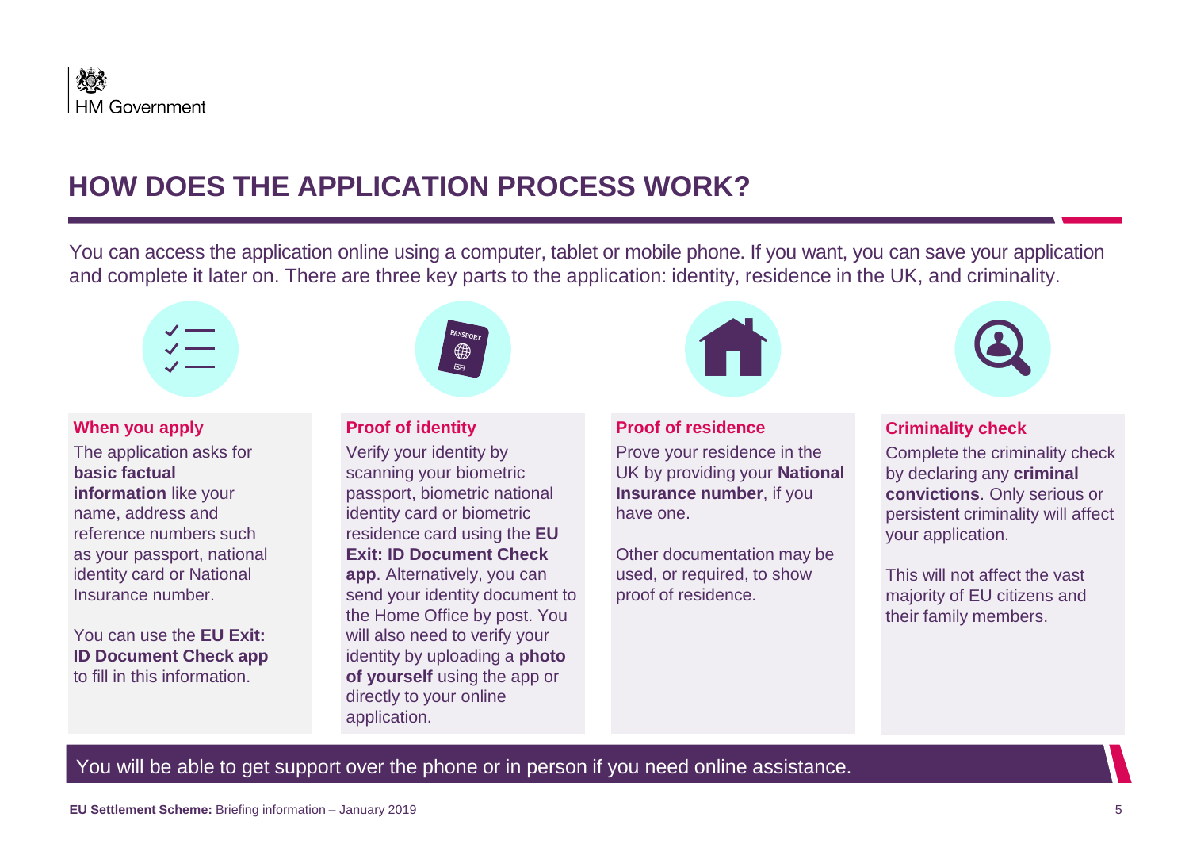# HOW DOES THE APPLICATION PROCESS WORK?

You can access the application online using a computer, tablet or mobile phone. If you want, you can save your application and complete it later on. There are three key parts to the application: identity, residence in the UK, and criminality.

### When you apply

The application asks for **basic factual information** like your name, address and reference numbers such as your passport, national identity card or National Insurance number.

You can use the **EU Exit: ID Document Check app** to fill in this information.

### Proof of identity

Verify your identity by scanning your biometric passport, biometric national identity card or biometric residence card using the **EU Exit: ID Document Check app**. Alternatively, you can send your identity document to the Home Office by post. You will also need to verify your identity by uploading a **photo of yourself** using the app or directly to your online application.

### Proof of residence

Prove your residence in the UK by providing your **National Insurance number**, if you have one.

Other documentation may be used, or required, to show proof of residence.

### Criminality check

Complete the criminality check by declaring any **criminal convictions**. Only serious or persistent criminality will affect your application.

This will not affect the vast majority of EU citizens and their family members.

You will be able to get support over the phone or in person if you need online assistance.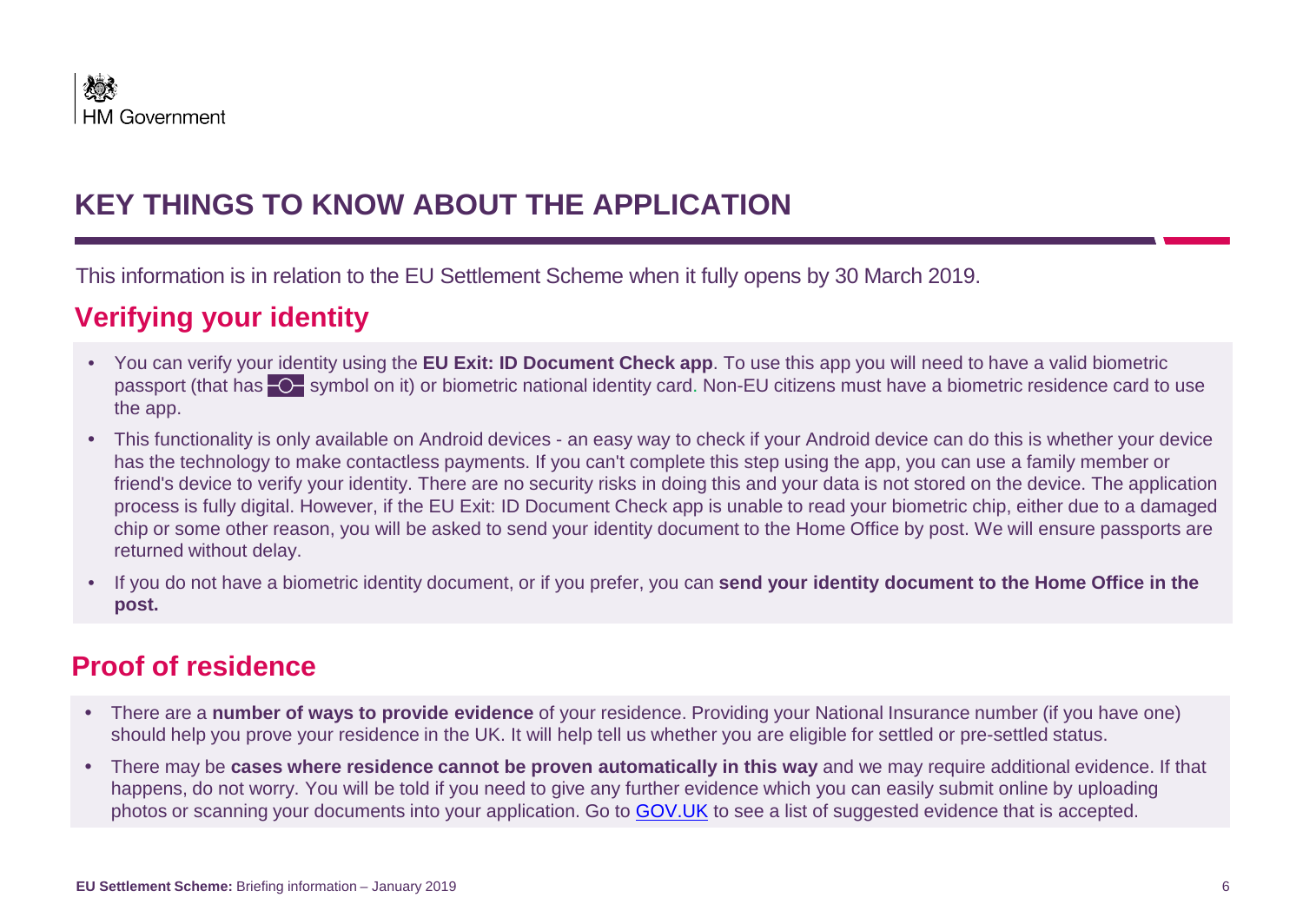# KEY THINGS TO KNOW ABOUT THE APPLICATION

This information is in relation to the EU Settlement Scheme when it fully opens by 30 March 2019.

## Verifying your identity

- You can verify your identity using the **EU Exit: ID Document Check app**. To use this app you will need to have a valid biometric passport (that has symbol on it) or biometric national identity card. Non-EU citizens must have a biometric residence card to use the app.
- This functionality is only available on Android devices - an easy way to check if your Android device can do this is whether your device has the technology to make contactless payments. If you can't complete this step using the app, you can use a family member or friend's device to verify your identity. There are no security risks in doing this and your data is not stored on the device. The application process is fully digital. However, if the EU Exit: ID Document Check app is unable to read your biometric chip, either due to a damaged chip or some other reason, you will be asked to send your identity document to the Home Office by post. We will ensure passports are returned without delay.
- If you do not have a biometric identity document, or if you prefer, you can **send your identity document to the Home Office in the post.**

## Proof of residence

- There are a **number of ways to provide evidence** of your residence. Providing your National Insurance number (if you have one) should help you prove your residence in the UK. It will help tell us whether you are eligible for settled or pre-settled status.
- There may be **cases where residence cannot be proven automatically in this way** and we may require additional evidence. If that happens, do not worry. You will be told if you need to give any further evidence which you can easily submit online by uploading photos or scanning your documents into your application. Go to GOV.UK to see a list of suggested evidence that is accepted.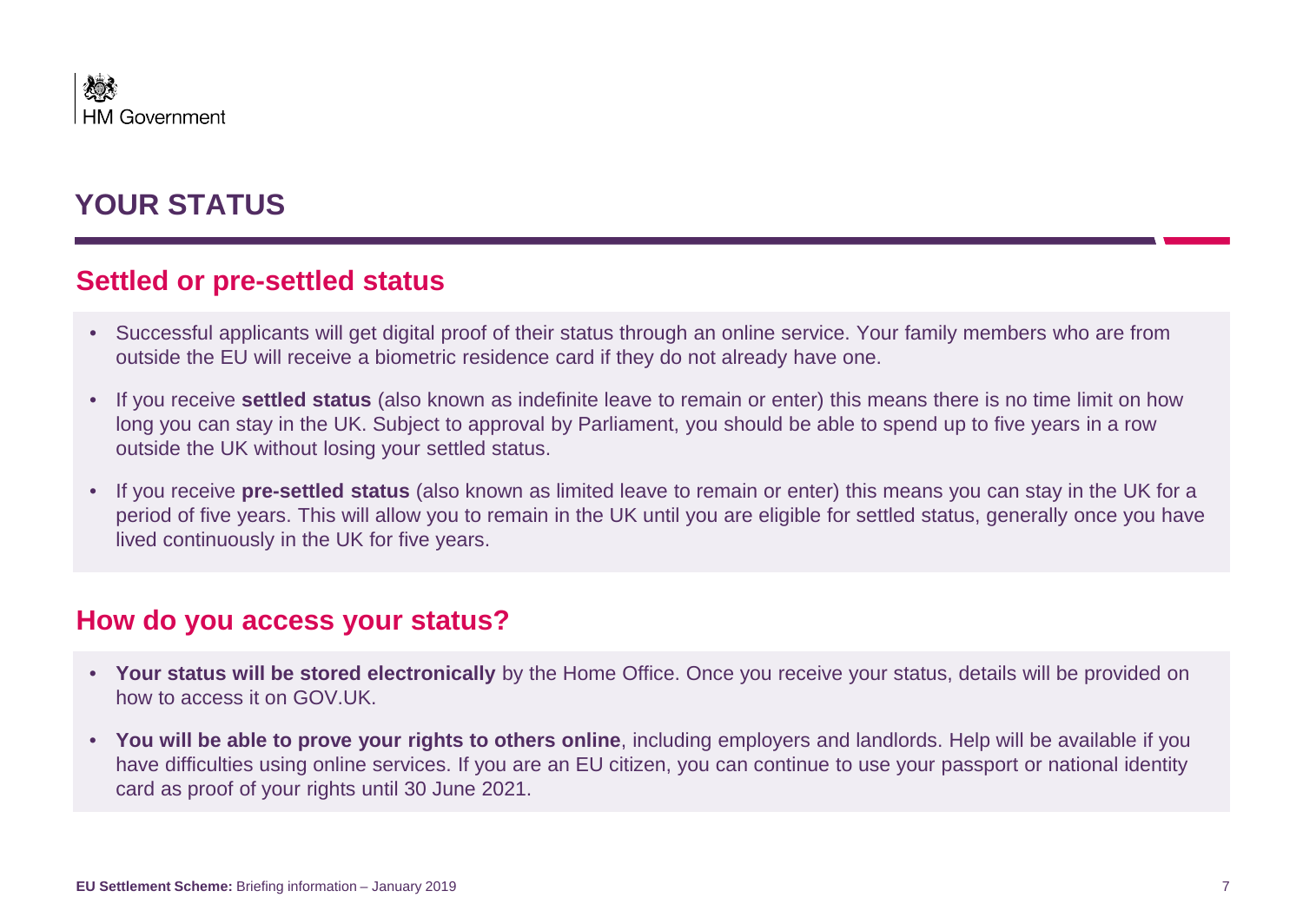# YOUR STATUS

## Settled or pre-settled status

- Successful applicants will get digital proof of their status through an online service. Your family members who are from outside the EU will receive a biometric residence card if they do not already have one.
- If you receive **settled status** (also known as indefinite leave to remain or enter) this means there is no time limit on how long you can stay in the UK. Subject to approval by Parliament, you should be able to spend up to five years in a row outside the UK without losing your settled status.
- If you receive **pre-settled status** (also known as limited leave to remain or enter) this means you can stay in the UK for a period of five years. This will allow you to remain in the UK until you are eligible for settled status, generally once you have lived continuously in the UK for five years.

## How do you access your status?

- **Your status will be stored electronically** by the Home Office. Once you receive your status, details will be provided on how to access it on GOV.UK.
- **You will be able to prove your rights to others online**, including employers and landlords. Help will be available if you have difficulties using online services. If you are an EU citizen, you can continue to use your passport or national identity card as proof of your rights until 30 June 2021.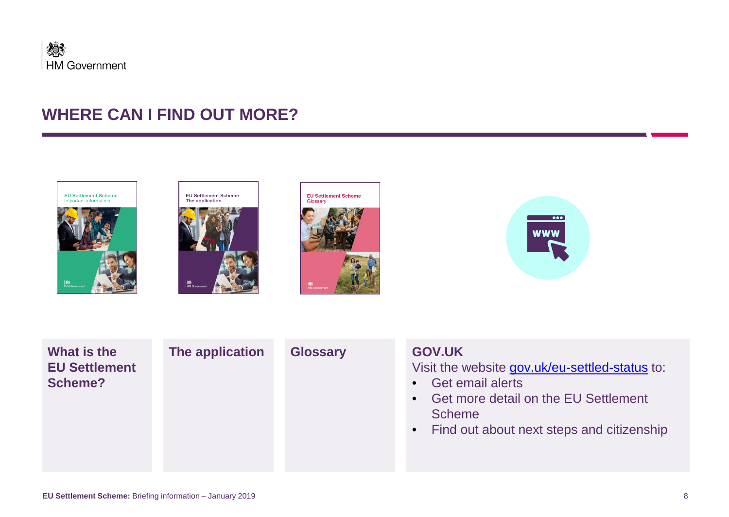## WHERE CAN I FIND OUT MORE?

**What is the EU Settlement Scheme?**

**The application**

**Glossary**

**GOV.UK**

Visit the website gov.uk/eu-settled-status to:

- Get email alerts
- Get more detail on the EU Settlement Scheme
- Find out about next steps and citizenship